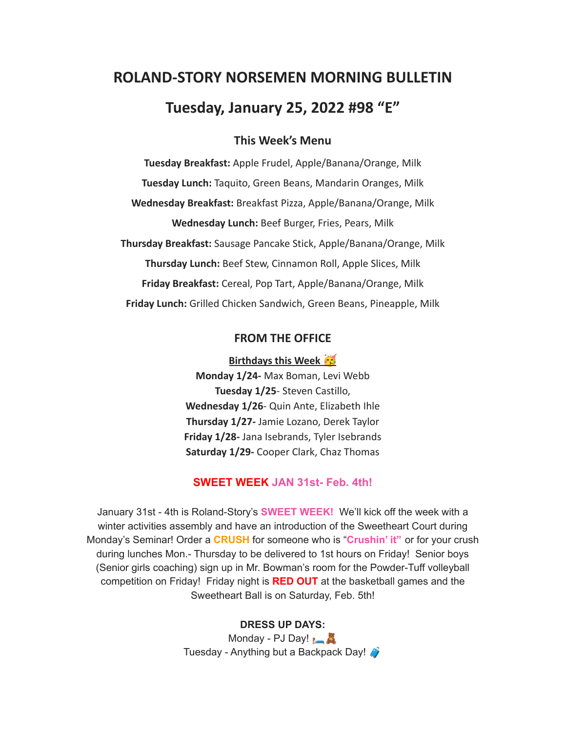# ROLAND-STORY NORSEMEN MORNING BULLETIN

## Tuesday, January 25, 2022 #98 "E"

### This Week's Menu

**Tuesday Breakfast:** Apple Frudel, Apple/Banana/Orange, Milk

**Tuesday Lunch:** Taquito, Green Beans, Mandarin Oranges, Milk

**Wednesday Breakfast:** Breakfast Pizza, Apple/Banana/Orange, Milk

**Wednesday Lunch:** Beef Burger, Fries, Pears, Milk

**Thursday Breakfast:** Sausage Pancake Stick, Apple/Banana/Orange, Milk

**Thursday Lunch:** Beef Stew, Cinnamon Roll, Apple Slices, Milk

**Friday Breakfast:** Cereal, Pop Tart, Apple/Banana/Orange, Milk

**Friday Lunch:** Grilled Chicken Sandwich, Green Beans, Pineapple, Milk

### FROM THE OFFICE

**Birthdays this Week 🥳**

**Monday 1/24-** Max Boman, Levi Webb
**Tuesday 1/25**- Steven Castillo,
**Wednesday 1/26**- Quin Ante, Elizabeth Ihle
**Thursday 1/27-** Jamie Lozano, Derek Taylor
**Friday 1/28-** Jana Isebrands, Tyler Isebrands
**Saturday 1/29-** Cooper Clark, Chaz Thomas

**SWEET WEEK JAN 31st- Feb. 4th!**

January 31st - 4th is Roland-Story's **SWEET WEEK!** We'll kick off the week with a winter activities assembly and have an introduction of the Sweetheart Court during Monday's Seminar! Order a **CRUSH** for someone who is "**Crushin' it"** or for your crush during lunches Mon.- Thursday to be delivered to 1st hours on Friday! Senior boys (Senior girls coaching) sign up in Mr. Bowman's room for the Powder-Tuff volleyball competition on Friday! Friday night is **RED OUT** at the basketball games and the Sweetheart Ball is on Saturday, Feb. 5th!

**DRESS UP DAYS:**
Monday - PJ Day! 🛏️🧸
Tuesday - Anything but a Backpack Day! 🧳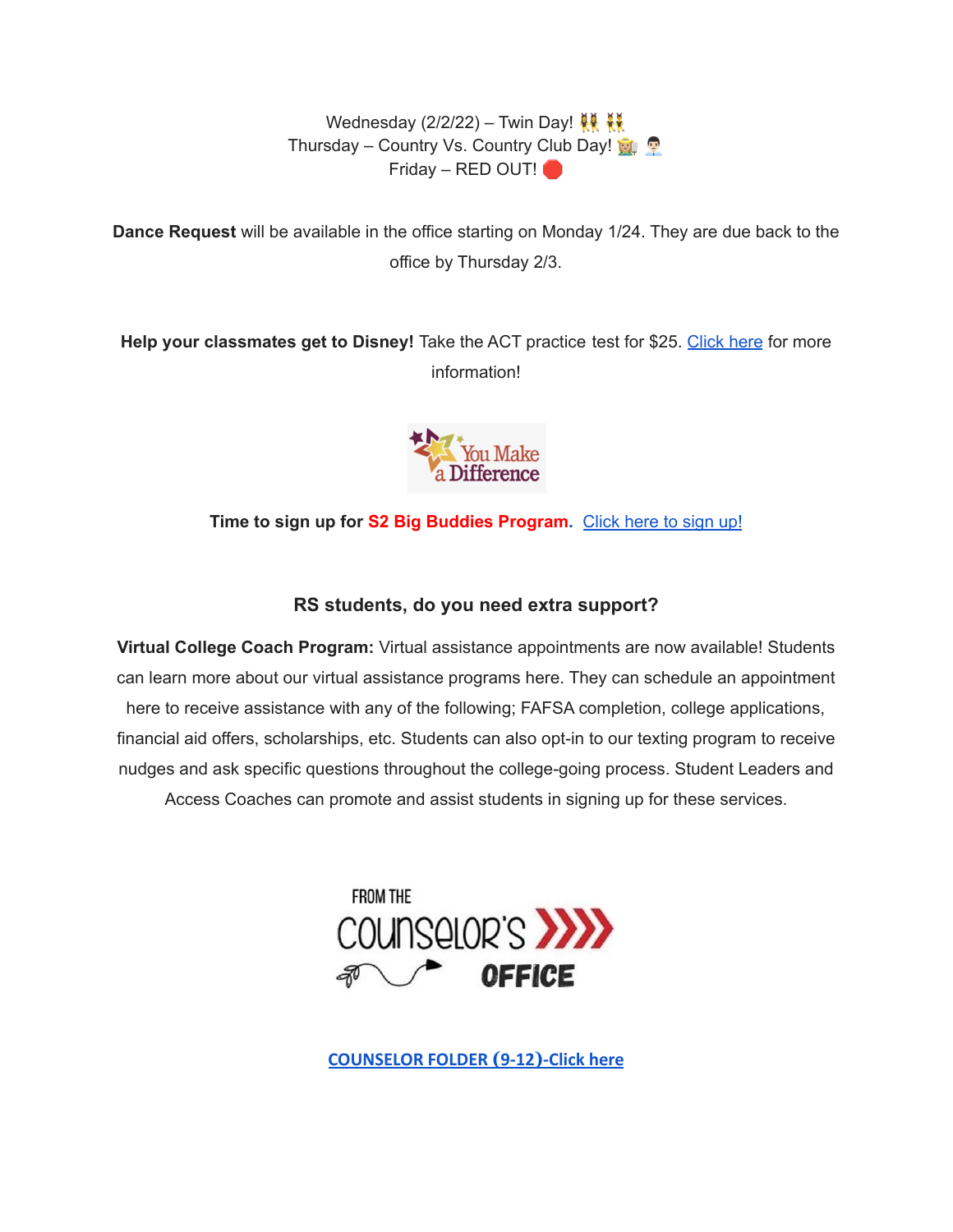Wednesday (2/2/22) – Twin Day! 👯 👯
Thursday – Country Vs. Country Club Day! 👩‍🌾 👨‍💼
Friday – RED OUT! 🛑

**Dance Request** will be available in the office starting on Monday 1/24. They are due back to the office by Thursday 2/3.

**Help your classmates get to Disney!** Take the ACT practice test for $25. Click here for more information!

You Make a Difference

**Time to sign up for S2 Big Buddies Program.** Click here to sign up!

### RS students, do you need extra support?

**Virtual College Coach Program:** Virtual assistance appointments are now available! Students can learn more about our virtual assistance programs here. They can schedule an appointment here to receive assistance with any of the following; FAFSA completion, college applications, financial aid offers, scholarships, etc. Students can also opt-in to our texting program to receive nudges and ask specific questions throughout the college-going process. Student Leaders and Access Coaches can promote and assist students in signing up for these services.

FROM THE COUNSELOR'S OFFICE

**COUNSELOR FOLDER (9-12)-Click here**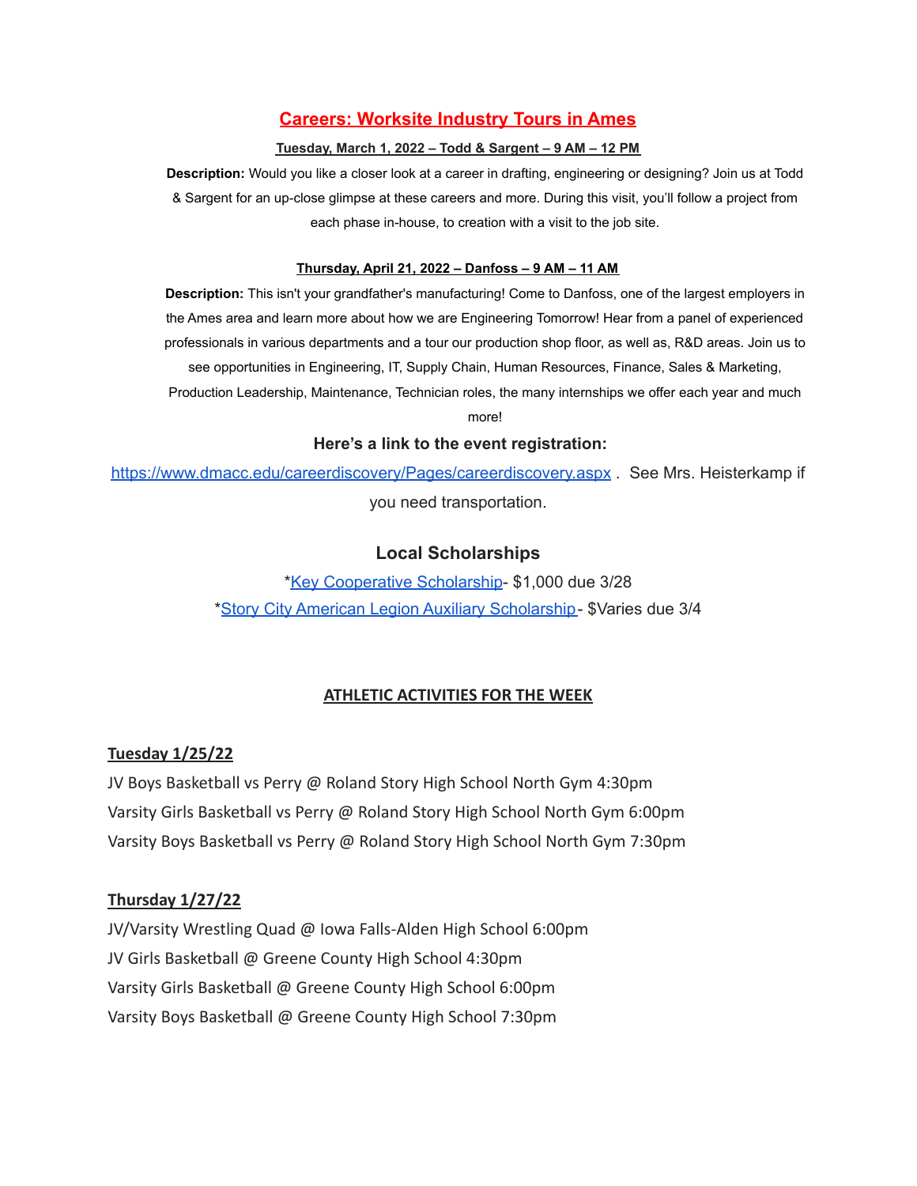## Careers: Worksite Industry Tours in Ames

**Tuesday, March 1, 2022 – Todd & Sargent – 9 AM – 12 PM**

**Description:** Would you like a closer look at a career in drafting, engineering or designing? Join us at Todd & Sargent for an up-close glimpse at these careers and more. During this visit, you'll follow a project from each phase in-house, to creation with a visit to the job site.

**Thursday, April 21, 2022 – Danfoss – 9 AM – 11 AM**

**Description:** This isn't your grandfather's manufacturing! Come to Danfoss, one of the largest employers in the Ames area and learn more about how we are Engineering Tomorrow! Hear from a panel of experienced professionals in various departments and a tour our production shop floor, as well as, R&D areas. Join us to see opportunities in Engineering, IT, Supply Chain, Human Resources, Finance, Sales & Marketing, Production Leadership, Maintenance, Technician roles, the many internships we offer each year and much more!

### Here's a link to the event registration:

https://www.dmacc.edu/careerdiscovery/Pages/careerdiscovery.aspx . See Mrs. Heisterkamp if you need transportation.

### Local Scholarships

*Key Cooperative Scholarship- $1,000 due 3/28
*Story City American Legion Auxiliary Scholarship- $Varies due 3/4

## ATHLETIC ACTIVITIES FOR THE WEEK

**Tuesday 1/25/22**

JV Boys Basketball vs Perry @ Roland Story High School North Gym 4:30pm
Varsity Girls Basketball vs Perry @ Roland Story High School North Gym 6:00pm
Varsity Boys Basketball vs Perry @ Roland Story High School North Gym 7:30pm

**Thursday 1/27/22**

JV/Varsity Wrestling Quad @ Iowa Falls-Alden High School 6:00pm
JV Girls Basketball @ Greene County High School 4:30pm
Varsity Girls Basketball @ Greene County High School 6:00pm
Varsity Boys Basketball @ Greene County High School 7:30pm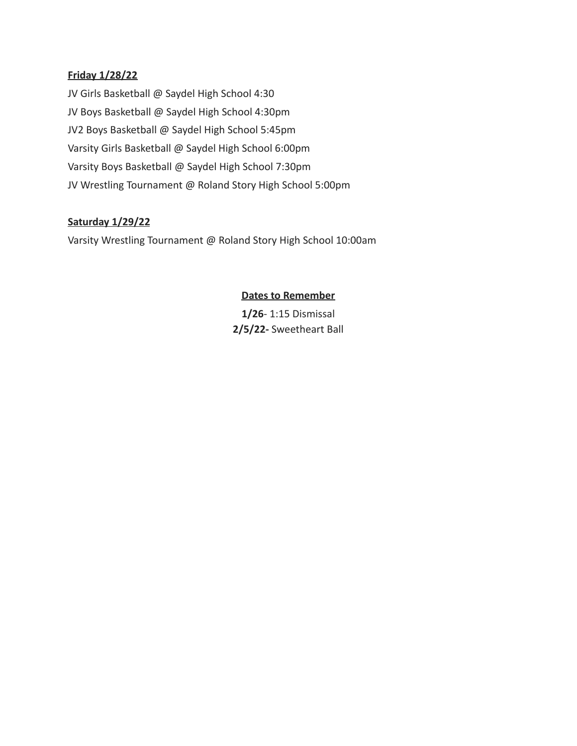**Friday 1/28/22**

JV Girls Basketball @ Saydel High School 4:30

JV Boys Basketball @ Saydel High School 4:30pm

JV2 Boys Basketball @ Saydel High School 5:45pm

Varsity Girls Basketball @ Saydel High School 6:00pm

Varsity Boys Basketball @ Saydel High School 7:30pm

JV Wrestling Tournament @ Roland Story High School 5:00pm

**Saturday 1/29/22**

Varsity Wrestling Tournament @ Roland Story High School 10:00am

**Dates to Remember**

**1/26**- 1:15 Dismissal

**2/5/22-** Sweetheart Ball